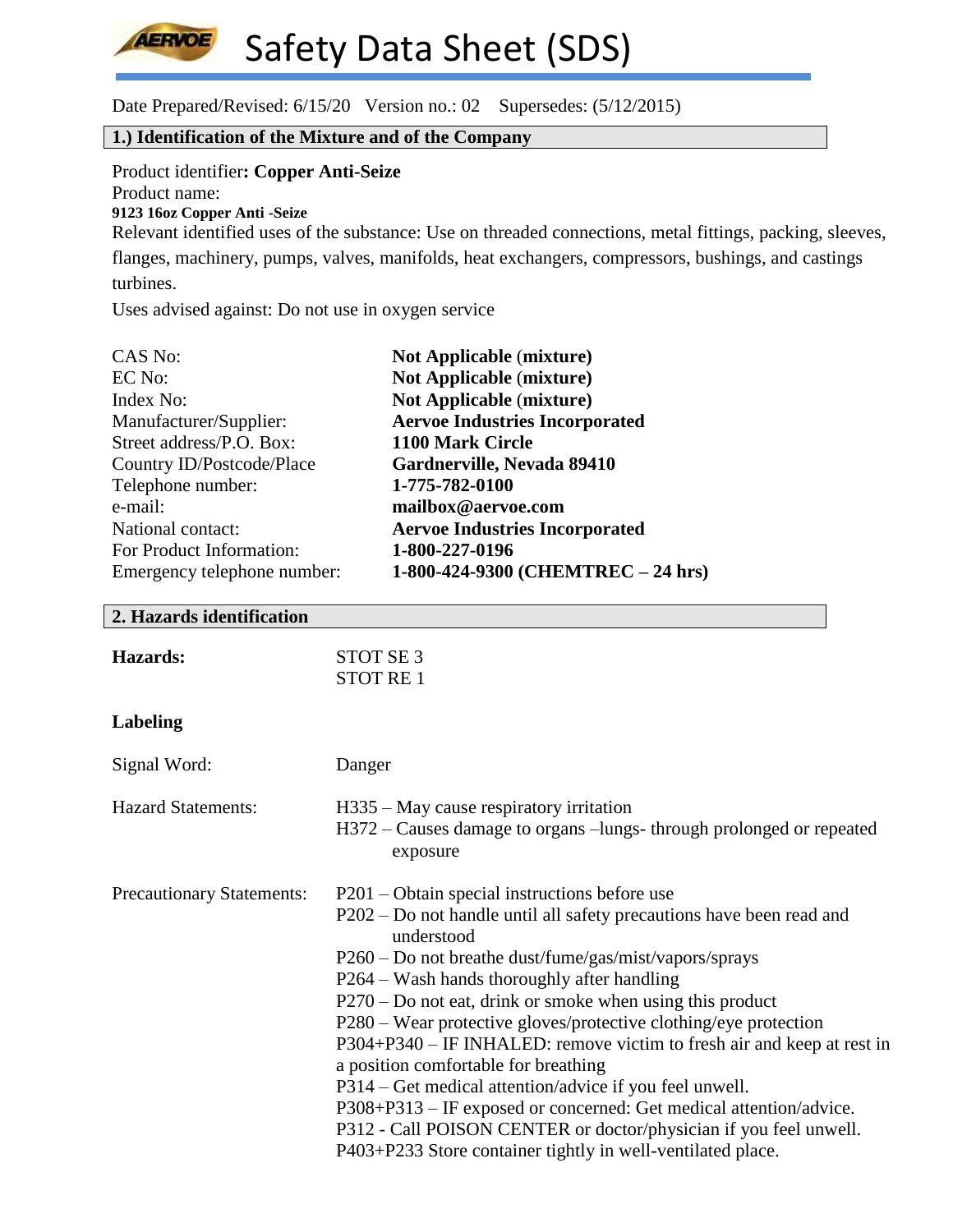# Safety Data Sheet (SDS)

Date Prepared/Revised: 6/15/20 Version no.: 02 Supersedes: (5/12/2015)

## 1.) Identification of the Mixture and of the Company

Product identifier**: Copper Anti-Seize**
Product name:
**9123 16oz Copper Anti -Seize**
Relevant identified uses of the substance: Use on threaded connections, metal fittings, packing, sleeves, flanges, machinery, pumps, valves, manifolds, heat exchangers, compressors, bushings, and castings turbines.
Uses advised against: Do not use in oxygen service

| | |
|---|---|
| CAS No: | **Not Applicable (mixture)** |
| EC No: | **Not Applicable (mixture)** |
| Index No: | **Not Applicable (mixture)** |
| Manufacturer/Supplier: | **Aervoe Industries Incorporated** |
| Street address/P.O. Box: | **1100 Mark Circle** |
| Country ID/Postcode/Place | **Gardnerville, Nevada 89410** |
| Telephone number: | **1-775-782-0100** |
| e-mail: | **mailbox@aervoe.com** |
| National contact: | **Aervoe Industries Incorporated** |
| For Product Information: | **1-800-227-0196** |
| Emergency telephone number: | **1-800-424-9300 (CHEMTREC – 24 hrs)** |

## 2. Hazards identification

**Hazards:** STOT SE 3
STOT RE 1

**Labeling**

Signal Word: Danger

Hazard Statements:
H335 – May cause respiratory irritation
H372 – Causes damage to organs –lungs- through prolonged or repeated exposure

Precautionary Statements:
P201 – Obtain special instructions before use
P202 – Do not handle until all safety precautions have been read and understood
P260 – Do not breathe dust/fume/gas/mist/vapors/sprays
P264 – Wash hands thoroughly after handling
P270 – Do not eat, drink or smoke when using this product
P280 – Wear protective gloves/protective clothing/eye protection
P304+P340 – IF INHALED: remove victim to fresh air and keep at rest in a position comfortable for breathing
P314 – Get medical attention/advice if you feel unwell.
P308+P313 – IF exposed or concerned: Get medical attention/advice.
P312 - Call POISON CENTER or doctor/physician if you feel unwell.
P403+P233 Store container tightly in well-ventilated place.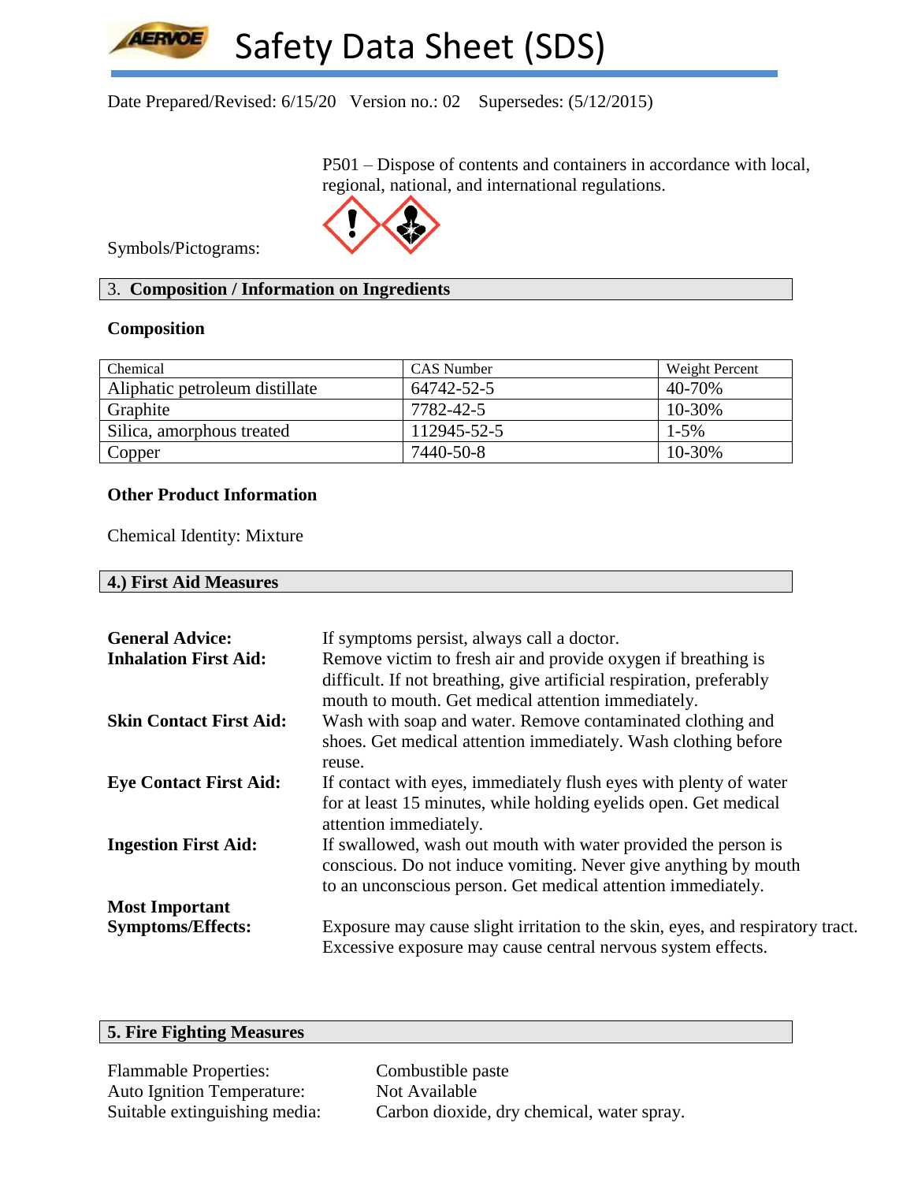Date Prepared/Revised: 6/15/20 Version no.: 02 Supersedes: (5/12/2015)

P501 – Dispose of contents and containers in accordance with local, regional, national, and international regulations.

Symbols/Pictograms:

## 3. Composition / Information on Ingredients

### Composition

| Chemical | CAS Number | Weight Percent |
|---|---|---|
| Aliphatic petroleum distillate | 64742-52-5 | 40-70% |
| Graphite | 7782-42-5 | 10-30% |
| Silica, amorphous treated | 112945-52-5 | 1-5% |
| Copper | 7440-50-8 | 10-30% |

### Other Product Information

Chemical Identity: Mixture

## 4.) First Aid Measures

**General Advice:** If symptoms persist, always call a doctor.

**Inhalation First Aid:** Remove victim to fresh air and provide oxygen if breathing is difficult. If not breathing, give artificial respiration, preferably mouth to mouth. Get medical attention immediately.

**Skin Contact First Aid:** Wash with soap and water. Remove contaminated clothing and shoes. Get medical attention immediately. Wash clothing before reuse.

**Eye Contact First Aid:** If contact with eyes, immediately flush eyes with plenty of water for at least 15 minutes, while holding eyelids open. Get medical attention immediately.

**Ingestion First Aid:** If swallowed, wash out mouth with water provided the person is conscious. Do not induce vomiting. Never give anything by mouth to an unconscious person. Get medical attention immediately.

**Most Important Symptoms/Effects:** Exposure may cause slight irritation to the skin, eyes, and respiratory tract. Excessive exposure may cause central nervous system effects.

## 5. Fire Fighting Measures

Flammable Properties: Combustible paste
Auto Ignition Temperature: Not Available
Suitable extinguishing media: Carbon dioxide, dry chemical, water spray.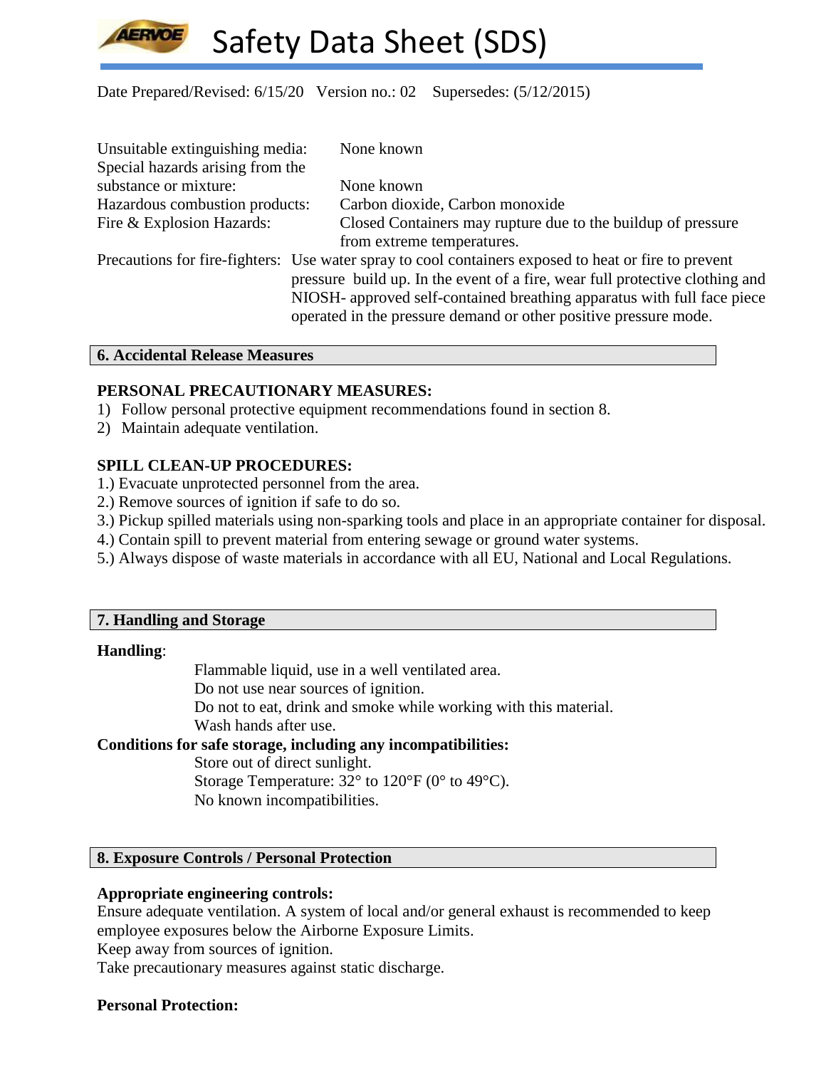Unsuitable extinguishing media: None known

Special hazards arising from the substance or mixture: None known

Hazardous combustion products: Carbon dioxide, Carbon monoxide

Fire & Explosion Hazards: Closed Containers may rupture due to the buildup of pressure from extreme temperatures.

Precautions for fire-fighters: Use water spray to cool containers exposed to heat or fire to prevent pressure build up. In the event of a fire, wear full protective clothing and NIOSH- approved self-contained breathing apparatus with full face piece operated in the pressure demand or other positive pressure mode.

## 6. Accidental Release Measures

**PERSONAL PRECAUTIONARY MEASURES:**

1) Follow personal protective equipment recommendations found in section 8.
2) Maintain adequate ventilation.

**SPILL CLEAN-UP PROCEDURES:**

1.) Evacuate unprotected personnel from the area.
2.) Remove sources of ignition if safe to do so.
3.) Pickup spilled materials using non-sparking tools and place in an appropriate container for disposal.
4.) Contain spill to prevent material from entering sewage or ground water systems.
5.) Always dispose of waste materials in accordance with all EU, National and Local Regulations.

## 7. Handling and Storage

**Handling**:

Flammable liquid, use in a well ventilated area.
Do not use near sources of ignition.
Do not to eat, drink and smoke while working with this material.
Wash hands after use.

**Conditions for safe storage, including any incompatibilities:**

Store out of direct sunlight.
Storage Temperature: 32° to 120°F (0° to 49°C).
No known incompatibilities.

## 8. Exposure Controls / Personal Protection

**Appropriate engineering controls:**

Ensure adequate ventilation. A system of local and/or general exhaust is recommended to keep employee exposures below the Airborne Exposure Limits.
Keep away from sources of ignition.
Take precautionary measures against static discharge.

**Personal Protection:**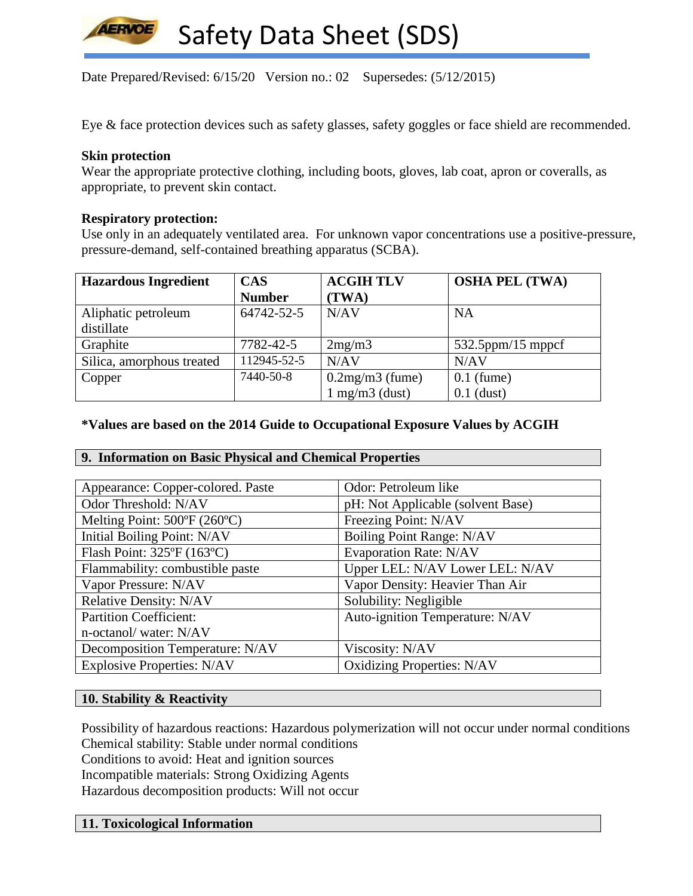Eye & face protection devices such as safety glasses, safety goggles or face shield are recommended.

**Skin protection**
Wear the appropriate protective clothing, including boots, gloves, lab coat, apron or coveralls, as appropriate, to prevent skin contact.

**Respiratory protection:**
Use only in an adequately ventilated area. For unknown vapor concentrations use a positive-pressure, pressure-demand, self-contained breathing apparatus (SCBA).

| Hazardous Ingredient | CAS Number | ACGIH TLV (TWA) | OSHA PEL (TWA) |
|---|---|---|---|
| Aliphatic petroleum distillate | 64742-52-5 | N/AV | NA |
| Graphite | 7782-42-5 | 2mg/m3 | 532.5ppm/15 mppcf |
| Silica, amorphous treated | 112945-52-5 | N/AV | N/AV |
| Copper | 7440-50-8 | 0.2mg/m3 (fume)<br>1 mg/m3 (dust) | 0.1 (fume)<br>0.1 (dust) |

**\*Values are based on the 2014 Guide to Occupational Exposure Values by ACGIH**

## 9. Information on Basic Physical and Chemical Properties

| | |
|---|---|
| Appearance: Copper-colored. Paste | Odor: Petroleum like |
| Odor Threshold: N/AV | pH: Not Applicable (solvent Base) |
| Melting Point: 500ºF (260ºC) | Freezing Point: N/AV |
| Initial Boiling Point: N/AV | Boiling Point Range: N/AV |
| Flash Point: 325ºF (163ºC) | Evaporation Rate: N/AV |
| Flammability: combustible paste | Upper LEL: N/AV Lower LEL: N/AV |
| Vapor Pressure: N/AV | Vapor Density: Heavier Than Air |
| Relative Density: N/AV | Solubility: Negligible |
| Partition Coefficient: n-octanol/ water: N/AV | Auto-ignition Temperature: N/AV |
| Decomposition Temperature: N/AV | Viscosity: N/AV |
| Explosive Properties: N/AV | Oxidizing Properties: N/AV |

## 10. Stability & Reactivity

Possibility of hazardous reactions: Hazardous polymerization will not occur under normal conditions
Chemical stability: Stable under normal conditions
Conditions to avoid: Heat and ignition sources
Incompatible materials: Strong Oxidizing Agents
Hazardous decomposition products: Will not occur

## 11. Toxicological Information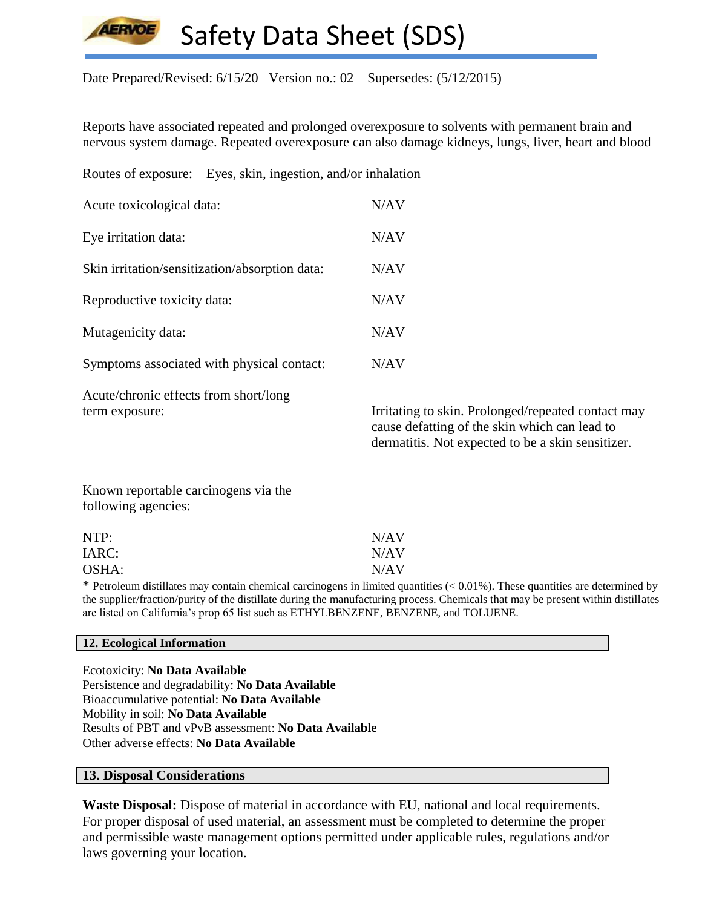Reports have associated repeated and prolonged overexposure to solvents with permanent brain and nervous system damage. Repeated overexposure can also damage kidneys, lungs, liver, heart and blood

Routes of exposure: Eyes, skin, ingestion, and/or inhalation

| | |
|---|---|
| Acute toxicological data: | N/AV |
| Eye irritation data: | N/AV |
| Skin irritation/sensitization/absorption data: | N/AV |
| Reproductive toxicity data: | N/AV |
| Mutagenicity data: | N/AV |
| Symptoms associated with physical contact: | N/AV |
| Acute/chronic effects from short/long term exposure: | Irritating to skin. Prolonged/repeated contact may cause defatting of the skin which can lead to dermatitis. Not expected to be a skin sensitizer. |

Known reportable carcinogens via the following agencies:

| | |
|---|---|
| NTP: | N/AV |
| IARC: | N/AV |
| OSHA: | N/AV |

* Petroleum distillates may contain chemical carcinogens in limited quantities (< 0.01%). These quantities are determined by the supplier/fraction/purity of the distillate during the manufacturing process. Chemicals that may be present within distillates are listed on California's prop 65 list such as ETHYLBENZENE, BENZENE, and TOLUENE.

## 12. Ecological Information

Ecotoxicity: **No Data Available**
Persistence and degradability: **No Data Available**
Bioaccumulative potential: **No Data Available**
Mobility in soil: **No Data Available**
Results of PBT and vPvB assessment: **No Data Available**
Other adverse effects: **No Data Available**

## 13. Disposal Considerations

**Waste Disposal:** Dispose of material in accordance with EU, national and local requirements. For proper disposal of used material, an assessment must be completed to determine the proper and permissible waste management options permitted under applicable rules, regulations and/or laws governing your location.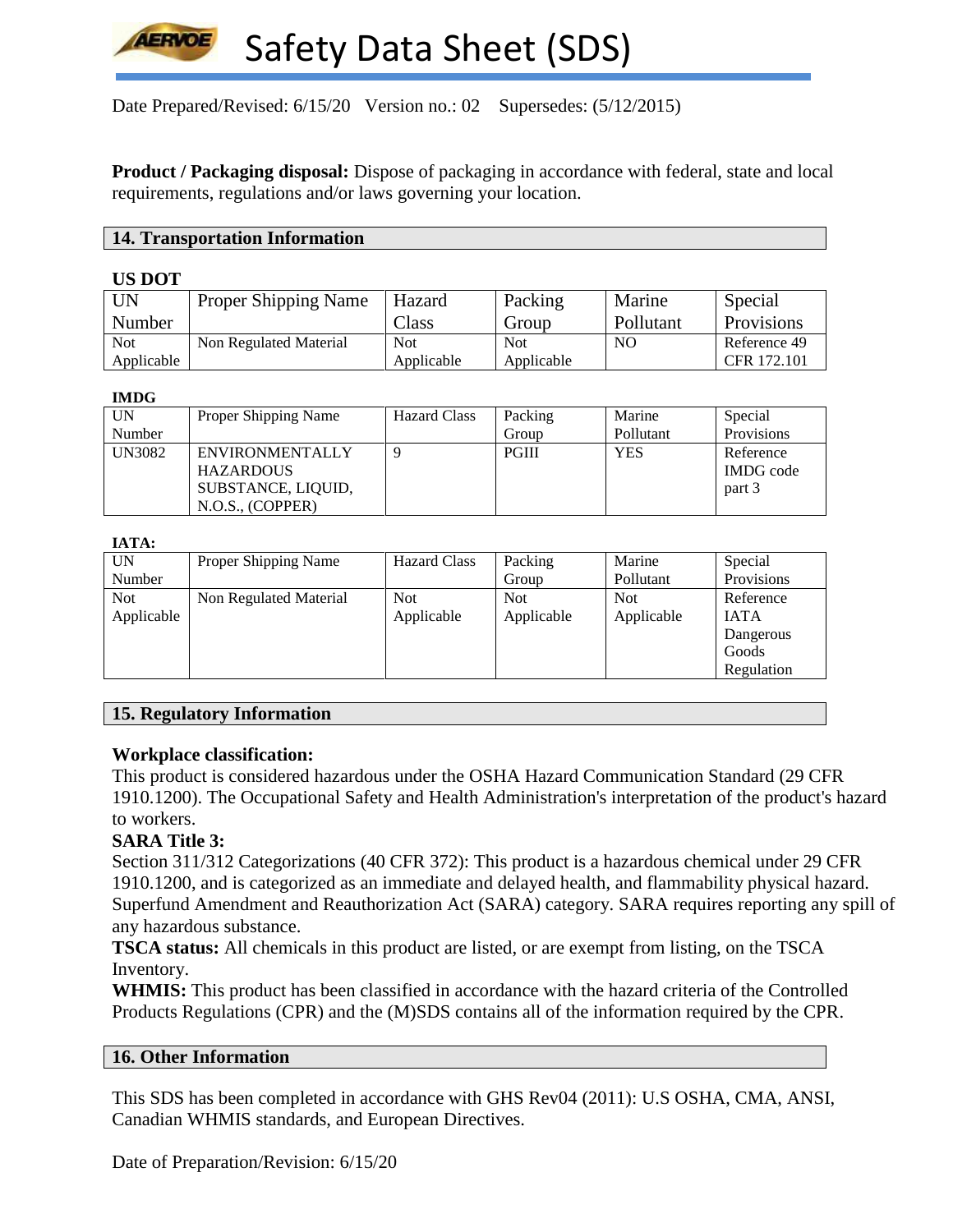Date Prepared/Revised: 6/15/20 Version no.: 02 Supersedes: (5/12/2015)

**Product / Packaging disposal:** Dispose of packaging in accordance with federal, state and local requirements, regulations and/or laws governing your location.

## 14. Transportation Information

**US DOT**

| UN Number | Proper Shipping Name | Hazard Class | Packing Group | Marine Pollutant | Special Provisions |
|---|---|---|---|---|---|
| Not Applicable | Non Regulated Material | Not Applicable | Not Applicable | NO | Reference 49 CFR 172.101 |

**IMDG**

| UN Number | Proper Shipping Name | Hazard Class | Packing Group | Marine Pollutant | Special Provisions |
|---|---|---|---|---|---|
| UN3082 | ENVIRONMENTALLY HAZARDOUS SUBSTANCE, LIQUID, N.O.S., (COPPER) | 9 | PGIII | YES | Reference IMDG code part 3 |

**IATA:**

| UN Number | Proper Shipping Name | Hazard Class | Packing Group | Marine Pollutant | Special Provisions |
|---|---|---|---|---|---|
| Not Applicable | Non Regulated Material | Not Applicable | Not Applicable | Not Applicable | Reference IATA Dangerous Goods Regulation |

## 15. Regulatory Information

**Workplace classification:**
This product is considered hazardous under the OSHA Hazard Communication Standard (29 CFR 1910.1200). The Occupational Safety and Health Administration's interpretation of the product's hazard to workers.

**SARA Title 3:**
Section 311/312 Categorizations (40 CFR 372): This product is a hazardous chemical under 29 CFR 1910.1200, and is categorized as an immediate and delayed health, and flammability physical hazard. Superfund Amendment and Reauthorization Act (SARA) category. SARA requires reporting any spill of any hazardous substance.

**TSCA status:** All chemicals in this product are listed, or are exempt from listing, on the TSCA Inventory.

**WHMIS:** This product has been classified in accordance with the hazard criteria of the Controlled Products Regulations (CPR) and the (M)SDS contains all of the information required by the CPR.

## 16. Other Information

This SDS has been completed in accordance with GHS Rev04 (2011): U.S OSHA, CMA, ANSI, Canadian WHMIS standards, and European Directives.

Date of Preparation/Revision: 6/15/20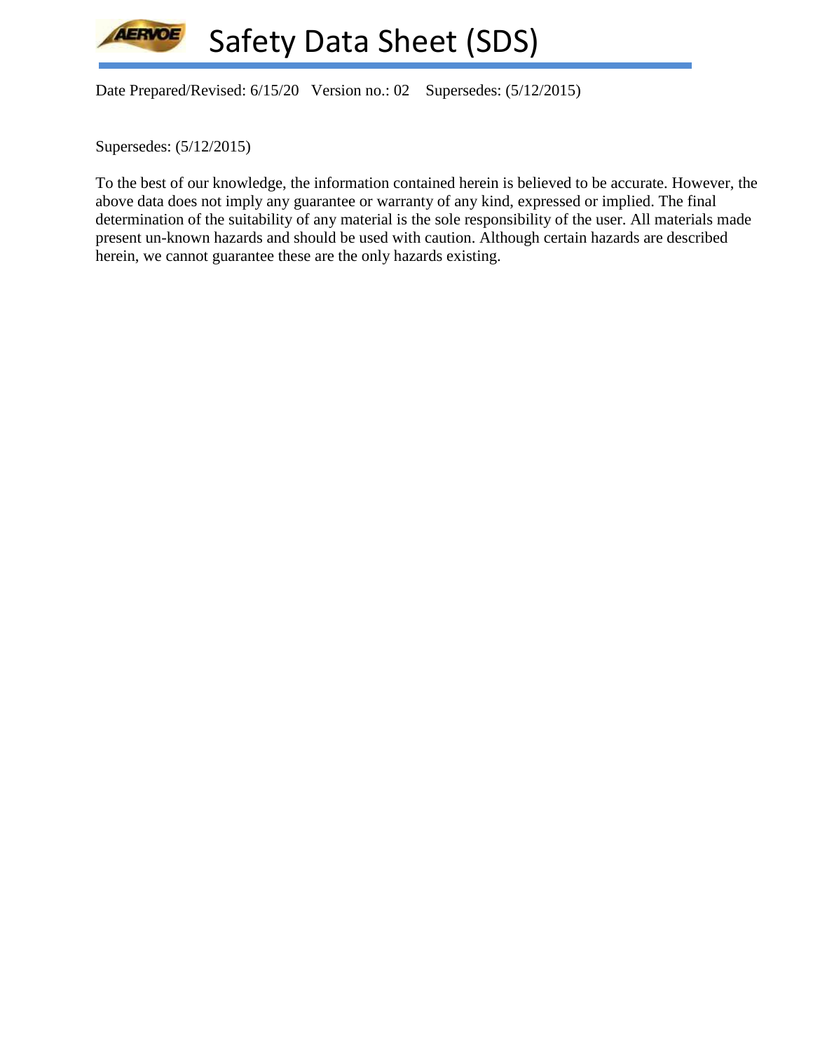Date Prepared/Revised: 6/15/20 Version no.: 02 Supersedes: (5/12/2015)

Supersedes: (5/12/2015)

To the best of our knowledge, the information contained herein is believed to be accurate. However, the above data does not imply any guarantee or warranty of any kind, expressed or implied. The final determination of the suitability of any material is the sole responsibility of the user. All materials made present un-known hazards and should be used with caution. Although certain hazards are described herein, we cannot guarantee these are the only hazards existing.